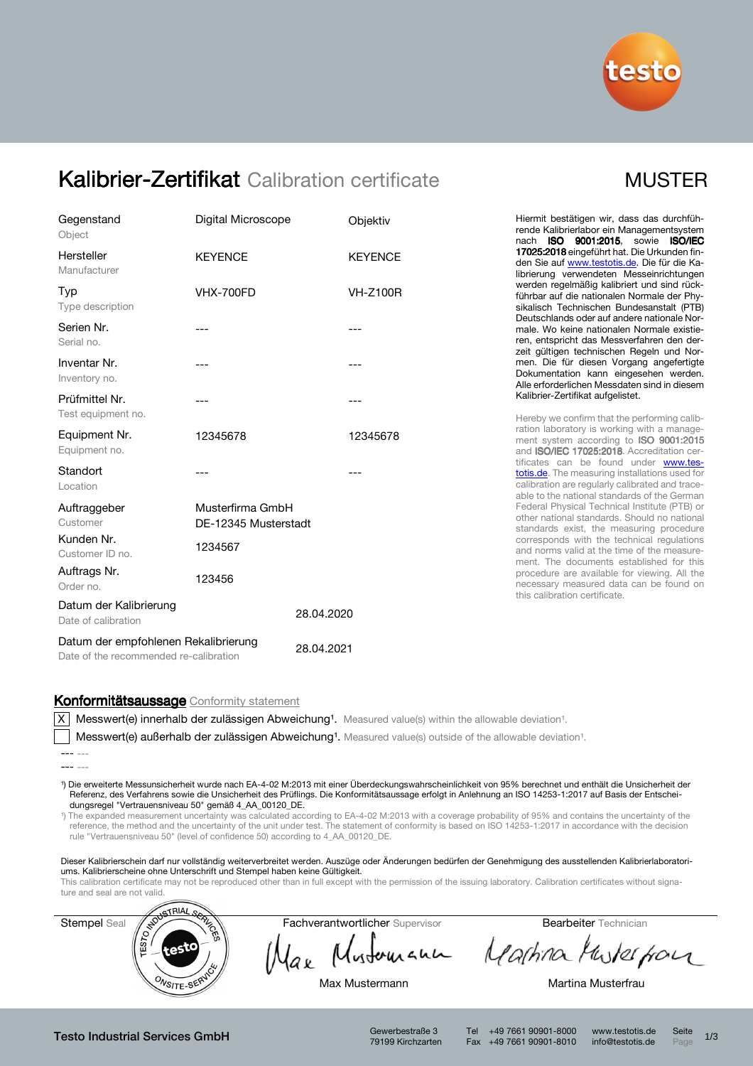# Kalibrier-Zertifikat Calibration certificate

MUSTER

| | | |
|---|---|---|
| Gegenstand Object | Digital Microscope | Objektiv |
| Hersteller Manufacturer | KEYENCE | KEYENCE |
| Typ Type description | VHX-700FD | VH-Z100R |
| Serien Nr. Serial no. | --- | --- |
| Inventar Nr. Inventory no. | --- | --- |
| Prüfmittel Nr. Test equipment no. | --- | --- |
| Equipment Nr. Equipment no. | 12345678 | 12345678 |
| Standort Location | --- | --- |
| Auftraggeber Customer | Musterfirma GmbH DE-12345 Musterstadt | |
| Kunden Nr. Customer ID no. | 1234567 | |
| Auftrags Nr. Order no. | 123456 | |
| Datum der Kalibrierung Date of calibration | 28.04.2020 | |
| Datum der empfohlenen Rekalibrierung Date of the recommended re-calibration | 28.04.2021 | |

Hiermit bestätigen wir, dass das durchführende Kalibrierlabor ein Managementsystem nach **ISO 9001:2015**, sowie **ISO/IEC 17025:2018** eingeführt hat. Die Urkunden finden Sie auf www.testotis.de. Die für die Kalibrierung verwendeten Messeinrichtungen werden regelmäßig kalibriert und sind rückführbar auf die nationalen Normale der Physikalisch Technischen Bundesanstalt (PTB) Deutschlands oder auf andere nationale Normale. Wo keine nationalen Normale existieren, entspricht das Messverfahren den derzeit gültigen technischen Regeln und Normen. Die für diesen Vorgang angefertigte Dokumentation kann eingesehen werden. Alle erforderlichen Messdaten sind in diesem Kalibrier-Zertifikat aufgelistet.

Hereby we confirm that the performing calibration laboratory is working with a management system according to **ISO 9001:2015** and **ISO/IEC 17025:2018**. Accreditation certificates can be found under www.testotis.de. The measuring installations used for calibration are regularly calibrated and traceable to the national standards of the German Federal Physical Technical Institute (PTB) or other national standards. Should no national standards exist, the measuring procedure corresponds with the technical regulations and norms valid at the time of the measurement. The documents established for this procedure are available for viewing. All the necessary measured data can be found on this calibration certificate.

## Konformitätsaussage Conformity statement

- [X] Messwert(e) innerhalb der zulässigen Abweichung[1]. Measured value(s) within the allowable deviation[1].
- [ ] Messwert(e) außerhalb der zulässigen Abweichung[1]. Measured value(s) outside of the allowable deviation[1].

--- ---

--- ---

[1]) Die erweiterte Messunsicherheit wurde nach EA-4-02 M:2013 mit einer Überdeckungswahrscheinlichkeit von 95% berechnet und enthält die Unsicherheit der Referenz, des Verfahrens sowie die Unsicherheit des Prüflings. Die Konformitätsaussage erfolgt in Anlehnung an ISO 14253-1:2017 auf Basis der Entscheidungsregel "Vertrauensniveau 50" gemäß 4_AA_00120_DE.

[1]) The expanded measurement uncertainty was calculated according to EA-4-02 M:2013 with a coverage probability of 95% and contains the uncertainty of the reference, the method and the uncertainty of the unit under test. The statement of conformity is based on ISO 14253-1:2017 in accordance with the decision rule "Vertrauensniveau 50" (level of confidence 50) according to 4_AA_00120_DE.

Dieser Kalibrierschein darf nur vollständig weiterverbreitet werden. Auszüge oder Änderungen bedürfen der Genehmigung des ausstellenden Kalibrierlaboratoriums. Kalibrierscheine ohne Unterschrift und Stempel haben keine Gültigkeit.

This calibration certificate may not be reproduced other than in full except with the permission of the issuing laboratory. Calibration certificates without signature and seal are not valid.

| Stempel Seal | Fachverantwortlicher Supervisor | Bearbeiter Technician |
|---|---|---|
| | Max Mustermann | Martina Musterfrau |

Testo Industrial Services GmbH | Gewerbestraße 3, 79199 Kirchzarten | Tel +49 7661 90901-8000 | Fax +49 7661 90901-8010 | www.testotis.de | info@testotis.de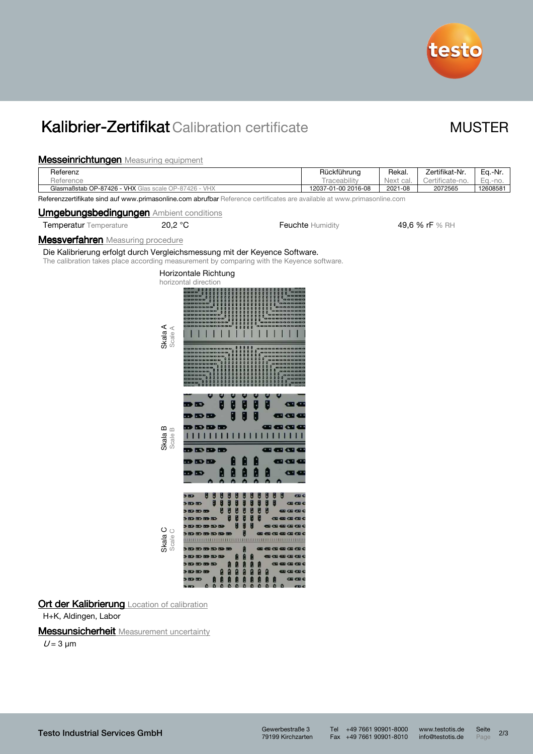# Kalibrier-Zertifikat Calibration certificate

MUSTER

## Messeinrichtungen Measuring equipment

| Referenz Reference | Rückführung Traceability | Rekal. Next cal. | Zertifikat-Nr. Certificate-no. | Eq.-Nr. Eq.-no. |
|---|---|---|---|---|
| Glasmaßstab OP-87426 - VHX Glas scale OP-87426 - VHX | 12037-01-00 2016-08 | 2021-08 | 2072565 | 12608581 |

Referenzzertifikate sind auf www.primasonline.com abrufbar Reference certificates are available at www.primasonline.com

## Umgebungsbedingungen Ambient conditions

| | | | |
|---|---|---|---|
| Temperatur Temperature | 20,2 °C | Feuchte Humidity | 49,6 % rF % RH |

## Messverfahren Measuring procedure

Die Kalibrierung erfolgt durch Vergleichsmessung mit der Keyence Software.
The calibration takes place according measurement by comparing with the Keyence software.

Horizontale Richtung
horizontal direction

Skala A Scale A

Skala B Scale B

Skala C Scale C

## Ort der Kalibrierung Location of calibration

H+K, Aldingen, Labor

## Messunsicherheit Measurement uncertainty

$U = 3$ µm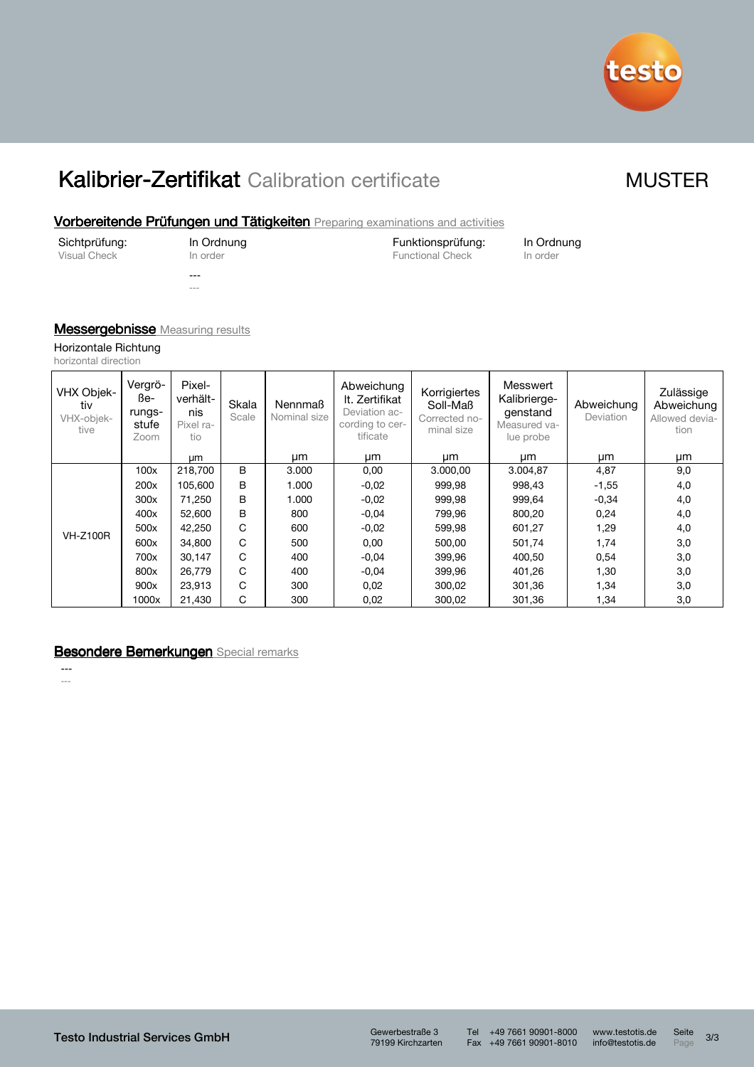# Kalibrier-Zertifikat Calibration certificate

MUSTER

## Vorbereitende Prüfungen und Tätigkeiten Preparing examinations and activities

Sichtprüfung: In Ordnung
Visual Check: In order

Funktionsprüfung: In Ordnung
Functional Check: In order

---
---

## Messergebnisse Measuring results

Horizontale Richtung
horizontal direction

| VHX Objektiv VHX-objektive | Vergrößerungsstufe Zoom | Pixelverhältnis Pixel ratio µm | Skala Scale | Nennmaß Nominal size µm | Abweichung lt. Zertifikat Deviation according to certificate µm | Korrigiertes Soll-Maß Corrected nominal size µm | Messwert Kalibriergegenstand Measured value probe µm | Abweichung Deviation µm | Zulässige Abweichung Allowed deviation µm |
|---|---|---|---|---|---|---|---|---|---|
| VH-Z100R | 100x | 218,700 | B | 3.000 | 0,00 | 3.000,00 | 3.004,87 | 4,87 | 9,0 |
| | 200x | 105,600 | B | 1.000 | -0,02 | 999,98 | 998,43 | -1,55 | 4,0 |
| | 300x | 71,250 | B | 1.000 | -0,02 | 999,98 | 999,64 | -0,34 | 4,0 |
| | 400x | 52,600 | B | 800 | -0,04 | 799,96 | 800,20 | 0,24 | 4,0 |
| | 500x | 42,250 | C | 600 | -0,02 | 599,98 | 601,27 | 1,29 | 4,0 |
| | 600x | 34,800 | C | 500 | 0,00 | 500,00 | 501,74 | 1,74 | 3,0 |
| | 700x | 30,147 | C | 400 | -0,04 | 399,96 | 400,50 | 0,54 | 3,0 |
| | 800x | 26,779 | C | 400 | -0,04 | 399,96 | 401,26 | 1,30 | 3,0 |
| | 900x | 23,913 | C | 300 | 0,02 | 300,02 | 301,36 | 1,34 | 3,0 |
| | 1000x | 21,430 | C | 300 | 0,02 | 300,02 | 301,36 | 1,34 | 3,0 |

## Besondere Bemerkungen Special remarks

---
---

Testo Industrial Services GmbH
Gewerbestraße 3, 79199 Kirchzarten
Tel +49 7661 90901-8000, Fax +49 7661 90901-8010
www.testotis.de, info@testotis.de